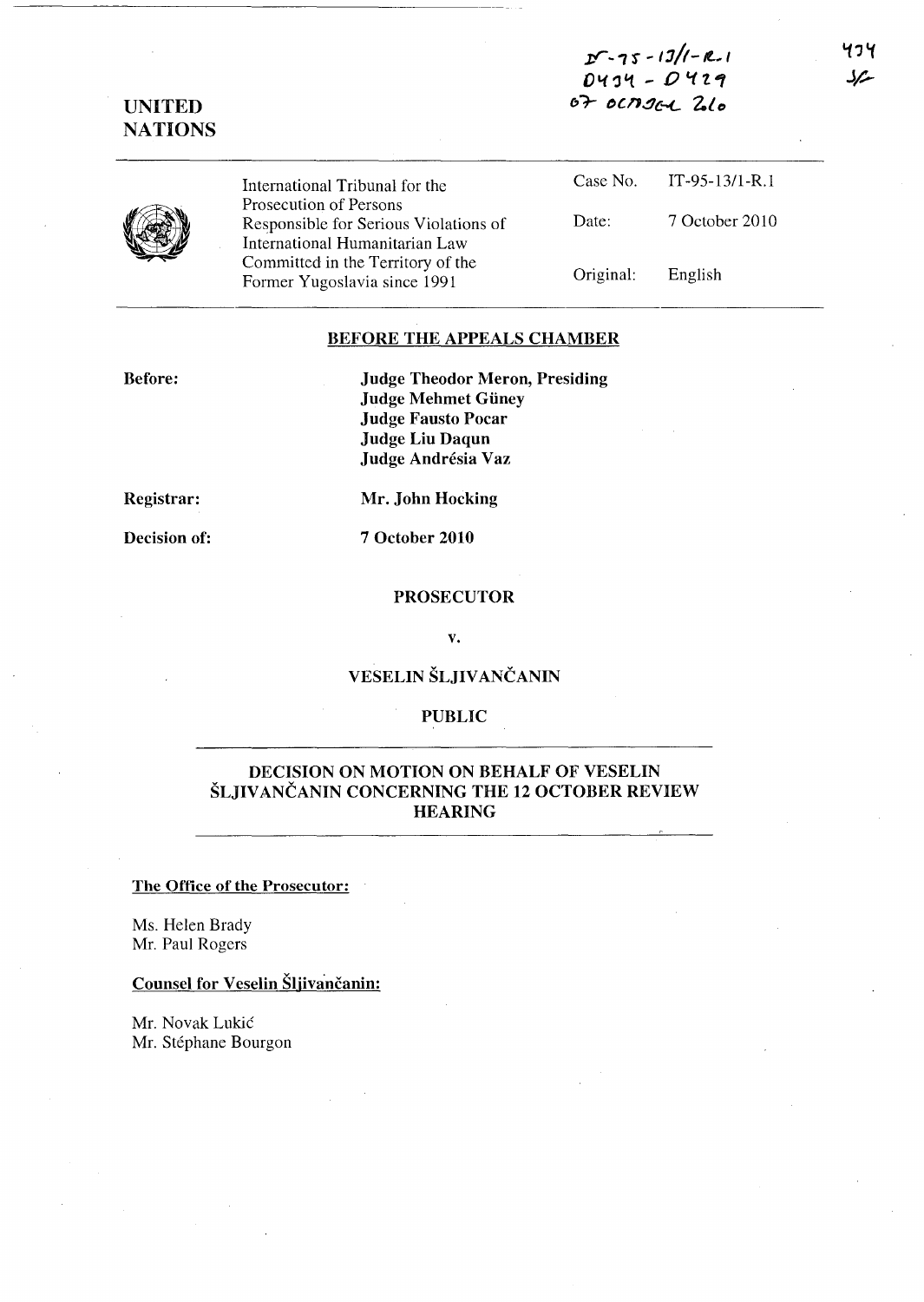IT-95-13/1-R.1
D434 - D429
07 OCTOBER 2010

434
SF

**UNITED NATIONS**

| International Tribunal for the Prosecution of Persons Responsible for Serious Violations of International Humanitarian Law Committed in the Territory of the Former Yugoslavia since 1991 | Case No. | IT-95-13/1-R.1 |
|---|---|---|
| | Date: | 7 October 2010 |
| | Original: | English |

**BEFORE THE APPEALS CHAMBER**

**Before:**

**Judge Theodor Meron, Presiding**
**Judge Mehmet Güney**
**Judge Fausto Pocar**
**Judge Liu Daqun**
**Judge Andrésia Vaz**

**Registrar:** **Mr. John Hocking**

**Decision of:** **7 October 2010**

**PROSECUTOR**

**v.**

**VESELIN ŠLJIVANČANIN**

**PUBLIC**

**DECISION ON MOTION ON BEHALF OF VESELIN ŠLJIVANČANIN CONCERNING THE 12 OCTOBER REVIEW HEARING**

**The Office of the Prosecutor:**

Ms. Helen Brady
Mr. Paul Rogers

**Counsel for Veselin Šljivančanin:**

Mr. Novak Lukić
Mr. Stéphane Bourgon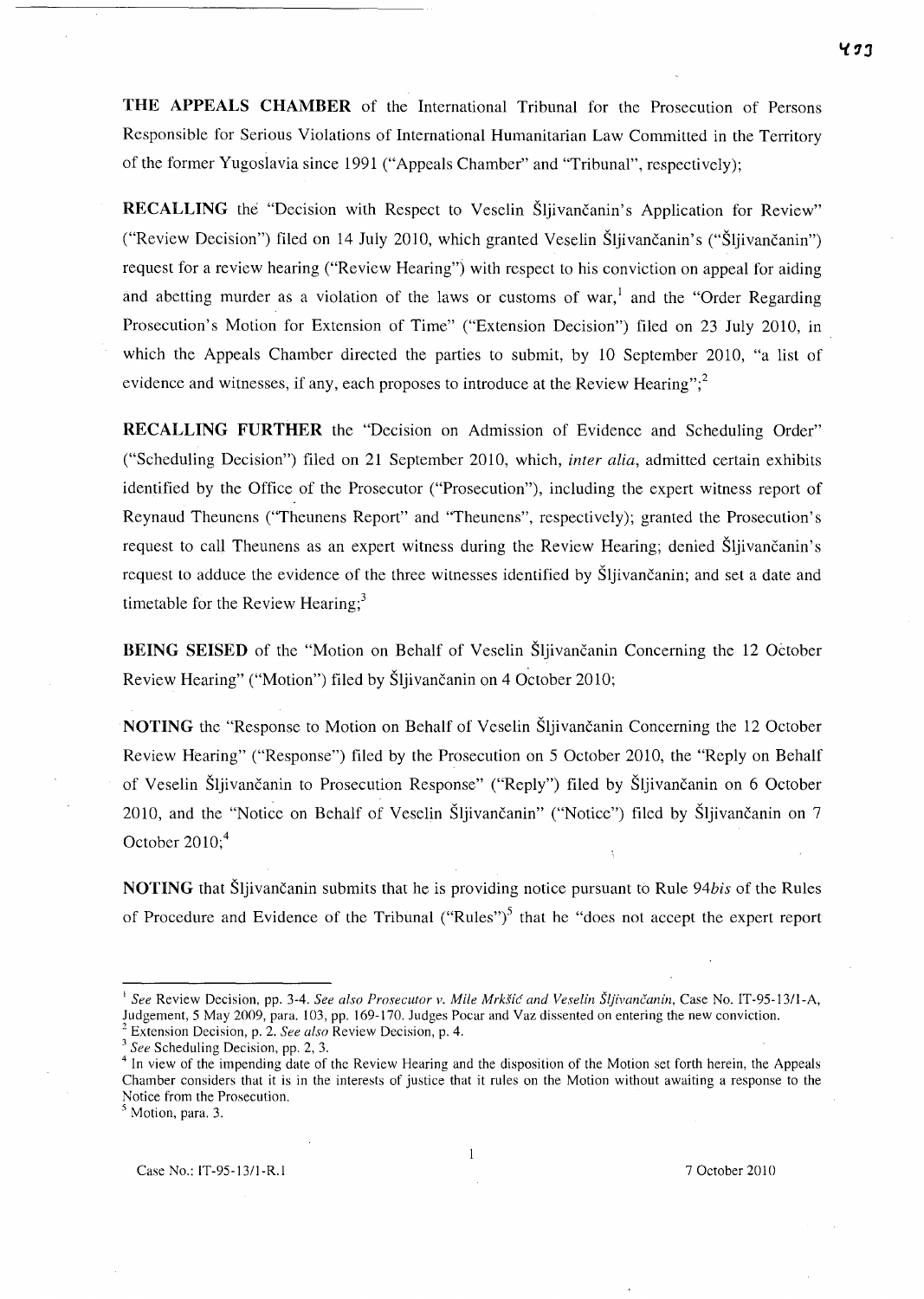**THE APPEALS CHAMBER** of the International Tribunal for the Prosecution of Persons Responsible for Serious Violations of International Humanitarian Law Committed in the Territory of the former Yugoslavia since 1991 ("Appeals Chamber" and "Tribunal", respectively);

**RECALLING** the "Decision with Respect to Veselin Šljivančanin's Application for Review" ("Review Decision") filed on 14 July 2010, which granted Veselin Šljivančanin's ("Šljivančanin") request for a review hearing ("Review Hearing") with respect to his conviction on appeal for aiding and abetting murder as a violation of the laws or customs of war,[1] and the "Order Regarding Prosecution's Motion for Extension of Time" ("Extension Decision") filed on 23 July 2010, in which the Appeals Chamber directed the parties to submit, by 10 September 2010, "a list of evidence and witnesses, if any, each proposes to introduce at the Review Hearing";[2]

**RECALLING FURTHER** the "Decision on Admission of Evidence and Scheduling Order" ("Scheduling Decision") filed on 21 September 2010, which, *inter alia*, admitted certain exhibits identified by the Office of the Prosecutor ("Prosecution"), including the expert witness report of Reynaud Theunens ("Theunens Report" and "Theunens", respectively); granted the Prosecution's request to call Theunens as an expert witness during the Review Hearing; denied Šljivančanin's request to adduce the evidence of the three witnesses identified by Šljivančanin; and set a date and timetable for the Review Hearing;[3]

**BEING SEISED** of the "Motion on Behalf of Veselin Šljivančanin Concerning the 12 October Review Hearing" ("Motion") filed by Šljivančanin on 4 October 2010;

**NOTING** the "Response to Motion on Behalf of Veselin Šljivančanin Concerning the 12 October Review Hearing" ("Response") filed by the Prosecution on 5 October 2010, the "Reply on Behalf of Veselin Šljivančanin to Prosecution Response" ("Reply") filed by Šljivančanin on 6 October 2010, and the "Notice on Behalf of Veselin Šljivančanin" ("Notice") filed by Šljivančanin on 7 October 2010;[4]

**NOTING** that Šljivančanin submits that he is providing notice pursuant to Rule 94*bis* of the Rules of Procedure and Evidence of the Tribunal ("Rules")[5] that he "does not accept the expert report

---

[1] *See* Review Decision, pp. 3-4. *See also Prosecutor v. Mile Mrkšić and Veselin Šljivančanin*, Case No. IT-95-13/1-A, Judgement, 5 May 2009, para. 103, pp. 169-170. Judges Pocar and Vaz dissented on entering the new conviction.

[2] Extension Decision, p. 2. *See also* Review Decision, p. 4.

[3] *See* Scheduling Decision, pp. 2, 3.

[4] In view of the impending date of the Review Hearing and the disposition of the Motion set forth herein, the Appeals Chamber considers that it is in the interests of justice that it rules on the Motion without awaiting a response to the Notice from the Prosecution.

[5] Motion, para. 3.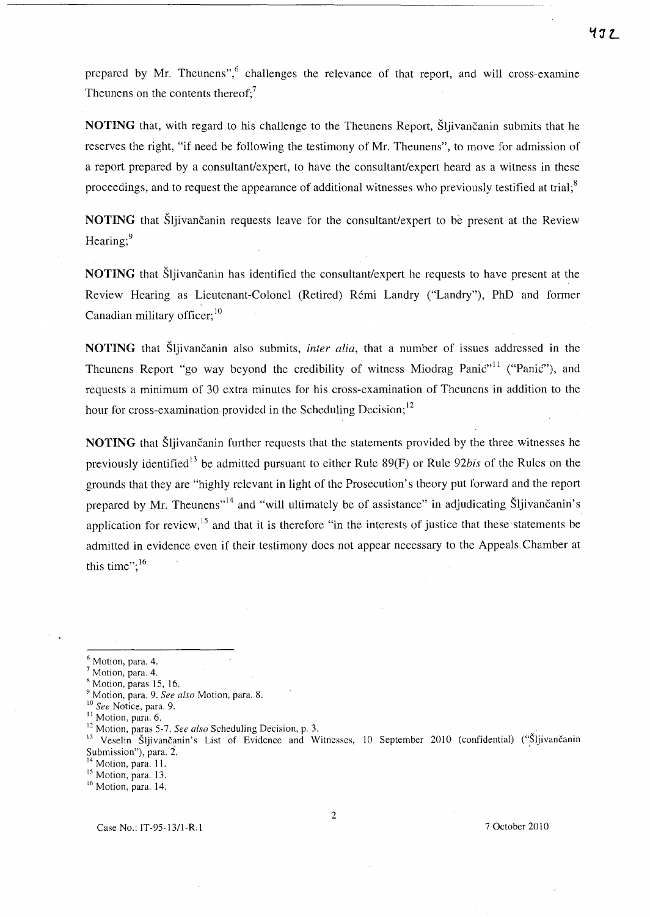prepared by Mr. Theunens",[6] challenges the relevance of that report, and will cross-examine Theunens on the contents thereof;[7]

**NOTING** that, with regard to his challenge to the Theunens Report, Šljivančanin submits that he reserves the right, "if need be following the testimony of Mr. Theunens", to move for admission of a report prepared by a consultant/expert, to have the consultant/expert heard as a witness in these proceedings, and to request the appearance of additional witnesses who previously testified at trial;[8]

**NOTING** that Šljivančanin requests leave for the consultant/expert to be present at the Review Hearing;[9]

**NOTING** that Šljivančanin has identified the consultant/expert he requests to have present at the Review Hearing as Lieutenant-Colonel (Retired) Rémi Landry ("Landry"), PhD and former Canadian military officer;[10]

**NOTING** that Šljivančanin also submits, *inter alia*, that a number of issues addressed in the Theunens Report "go way beyond the credibility of witness Miodrag Panić"[11] ("Panić"), and requests a minimum of 30 extra minutes for his cross-examination of Theunens in addition to the hour for cross-examination provided in the Scheduling Decision;[12]

**NOTING** that Šljivančanin further requests that the statements provided by the three witnesses he previously identified[13] be admitted pursuant to either Rule 89(F) or Rule 92*bis* of the Rules on the grounds that they are "highly relevant in light of the Prosecution's theory put forward and the report prepared by Mr. Theunens"[14] and "will ultimately be of assistance" in adjudicating Šljivančanin's application for review,[15] and that it is therefore "in the interests of justice that these statements be admitted in evidence even if their testimony does not appear necessary to the Appeals Chamber at this time";[16]

---

[6] Motion, para. 4.
[7] Motion, para. 4.
[8] Motion, paras 15, 16.
[9] Motion, para. 9. *See also* Motion, para. 8.
[10] *See* Notice, para. 9.
[11] Motion, para. 6.
[12] Motion, paras 5-7. *See also* Scheduling Decision, p. 3.
[13] Veselin Šljivančanin's List of Evidence and Witnesses, 10 September 2010 (confidential) ("Šljivančanin Submission"), para. 2.
[14] Motion, para. 11.
[15] Motion, para. 13.
[16] Motion, para. 14.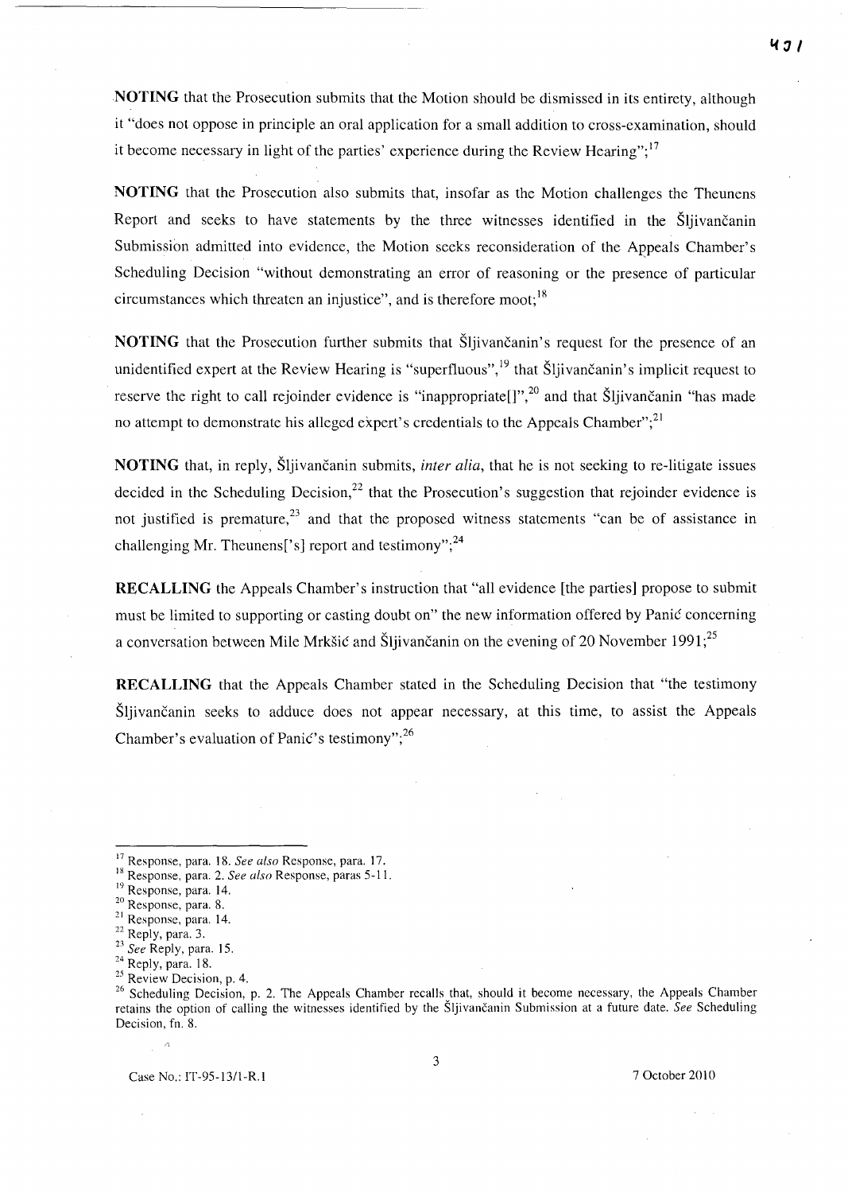**NOTING** that the Prosecution submits that the Motion should be dismissed in its entirety, although it "does not oppose in principle an oral application for a small addition to cross-examination, should it become necessary in light of the parties' experience during the Review Hearing";[17]

**NOTING** that the Prosecution also submits that, insofar as the Motion challenges the Theunens Report and seeks to have statements by the three witnesses identified in the Šljivančanin Submission admitted into evidence, the Motion seeks reconsideration of the Appeals Chamber's Scheduling Decision "without demonstrating an error of reasoning or the presence of particular circumstances which threaten an injustice", and is therefore moot;[18]

**NOTING** that the Prosecution further submits that Šljivančanin's request for the presence of an unidentified expert at the Review Hearing is "superfluous",[19] that Šljivančanin's implicit request to reserve the right to call rejoinder evidence is "inappropriate[]",[20] and that Šljivančanin "has made no attempt to demonstrate his alleged expert's credentials to the Appeals Chamber";[21]

**NOTING** that, in reply, Šljivančanin submits, *inter alia*, that he is not seeking to re-litigate issues decided in the Scheduling Decision,[22] that the Prosecution's suggestion that rejoinder evidence is not justified is premature,[23] and that the proposed witness statements "can be of assistance in challenging Mr. Theunens['s] report and testimony";[24]

**RECALLING** the Appeals Chamber's instruction that "all evidence [the parties] propose to submit must be limited to supporting or casting doubt on" the new information offered by Panić concerning a conversation between Mile Mrkšić and Šljivančanin on the evening of 20 November 1991;[25]

**RECALLING** that the Appeals Chamber stated in the Scheduling Decision that "the testimony Šljivančanin seeks to adduce does not appear necessary, at this time, to assist the Appeals Chamber's evaluation of Panić's testimony";[26]

---

[17] Response, para. 18. *See also* Response, para. 17.

[18] Response, para. 2. *See also* Response, paras 5-11.

[19] Response, para. 14.

[20] Response, para. 8.

[21] Response, para. 14.

[22] Reply, para. 3.

[23] *See* Reply, para. 15.

[24] Reply, para. 18.

[25] Review Decision, p. 4.

[26] Scheduling Decision, p. 2. The Appeals Chamber recalls that, should it become necessary, the Appeals Chamber retains the option of calling the witnesses identified by the Šljivančanin Submission at a future date. *See* Scheduling Decision, fn. 8.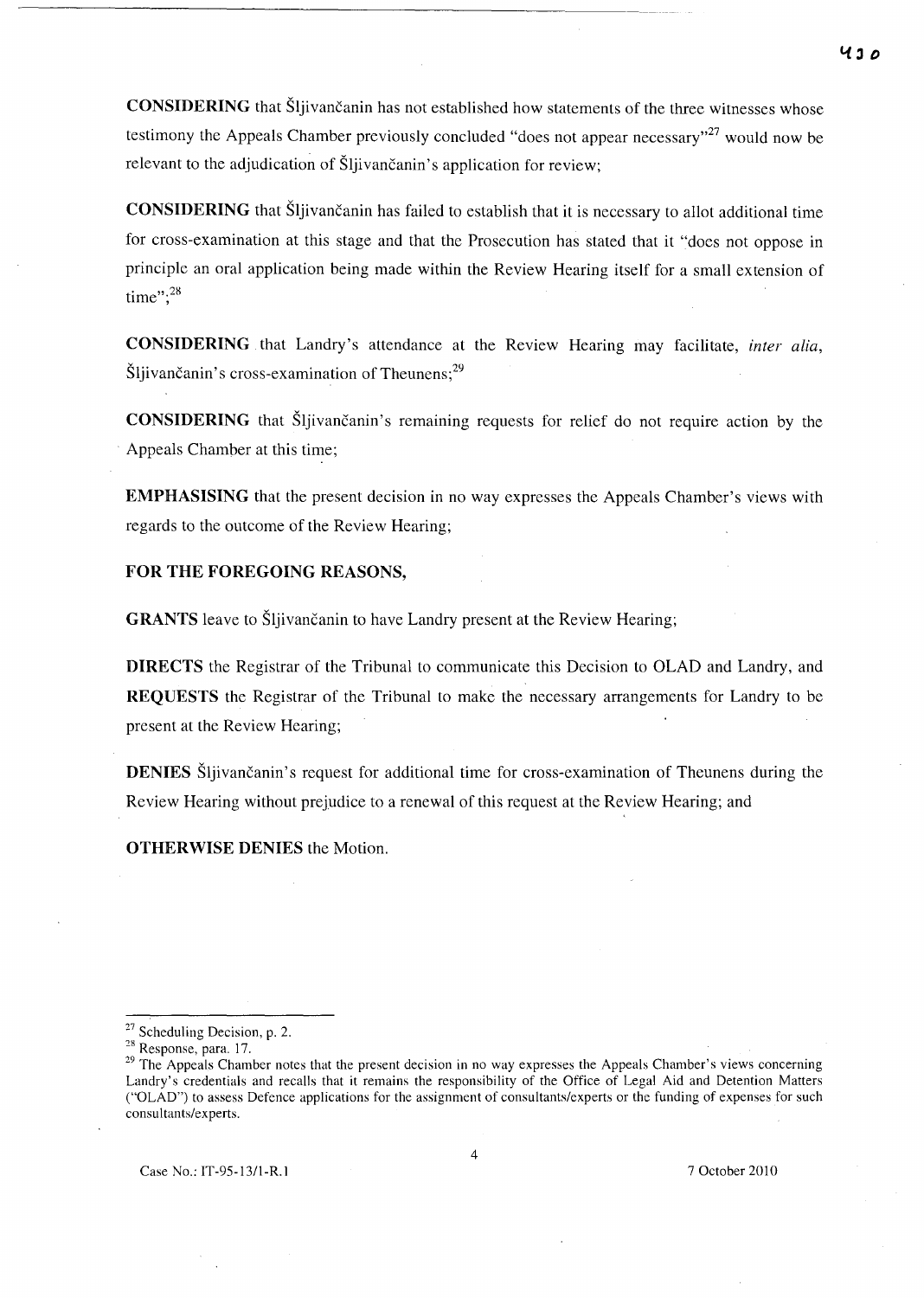**CONSIDERING** that Šljivančanin has not established how statements of the three witnesses whose testimony the Appeals Chamber previously concluded "does not appear necessary"[27] would now be relevant to the adjudication of Šljivančanin's application for review;

**CONSIDERING** that Šljivančanin has failed to establish that it is necessary to allot additional time for cross-examination at this stage and that the Prosecution has stated that it "does not oppose in principle an oral application being made within the Review Hearing itself for a small extension of time";[28]

**CONSIDERING** that Landry's attendance at the Review Hearing may facilitate, *inter alia*, Šljivančanin's cross-examination of Theunens;[29]

**CONSIDERING** that Šljivančanin's remaining requests for relief do not require action by the Appeals Chamber at this time;

**EMPHASISING** that the present decision in no way expresses the Appeals Chamber's views with regards to the outcome of the Review Hearing;

**FOR THE FOREGOING REASONS,**

**GRANTS** leave to Šljivančanin to have Landry present at the Review Hearing;

**DIRECTS** the Registrar of the Tribunal to communicate this Decision to OLAD and Landry, and **REQUESTS** the Registrar of the Tribunal to make the necessary arrangements for Landry to be present at the Review Hearing;

**DENIES** Šljivančanin's request for additional time for cross-examination of Theunens during the Review Hearing without prejudice to a renewal of this request at the Review Hearing; and

**OTHERWISE DENIES** the Motion.

---

[27] Scheduling Decision, p. 2.

[28] Response, para. 17.

[29] The Appeals Chamber notes that the present decision in no way expresses the Appeals Chamber's views concerning Landry's credentials and recalls that it remains the responsibility of the Office of Legal Aid and Detention Matters ("OLAD") to assess Defence applications for the assignment of consultants/experts or the funding of expenses for such consultants/experts.

Case No.: IT-95-13/1-R.1 7 October 2010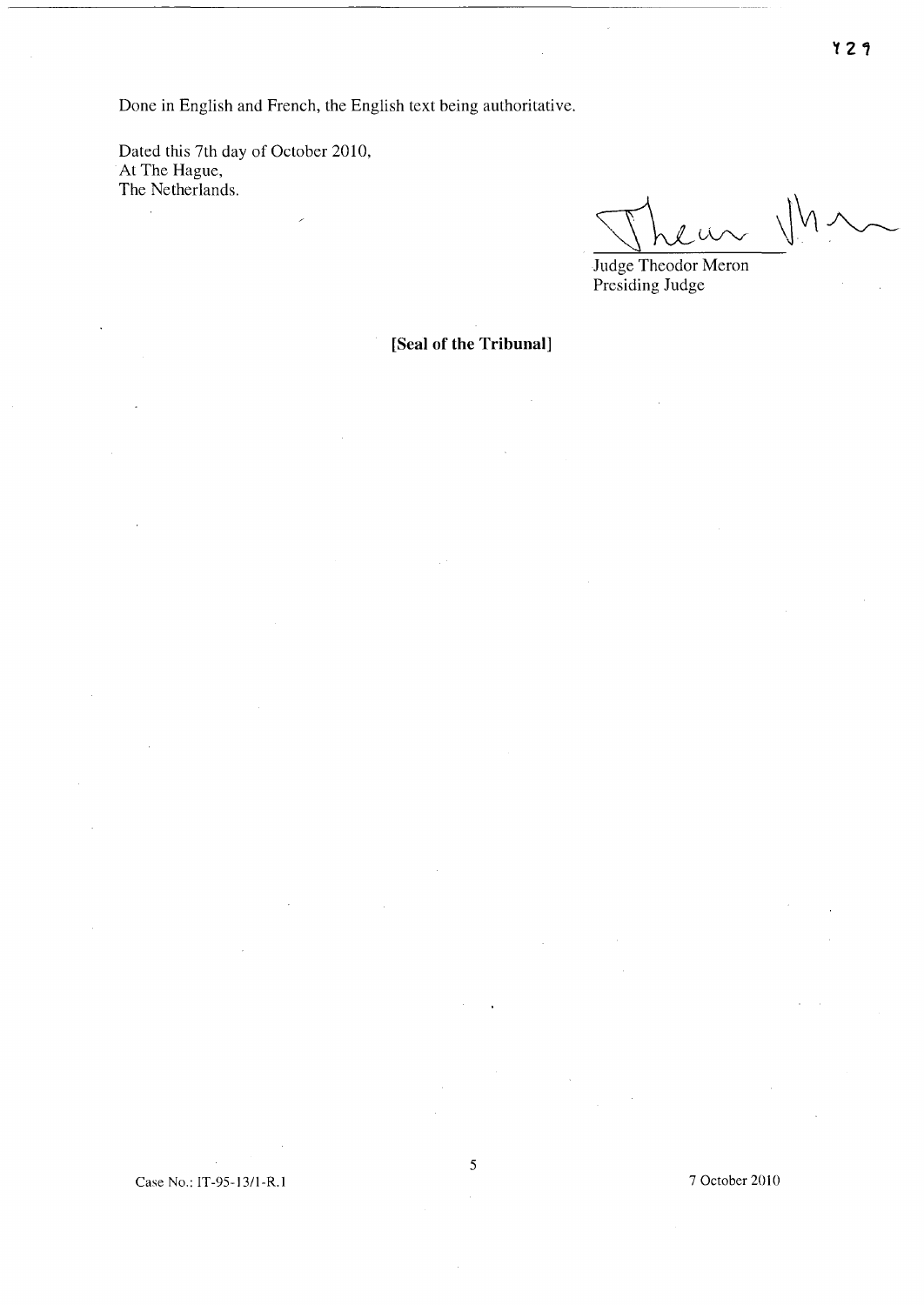Done in English and French, the English text being authoritative.

Dated this 7th day of October 2010,
At The Hague,
The Netherlands.

Judge Theodor Meron
Presiding Judge

**[Seal of the Tribunal]**